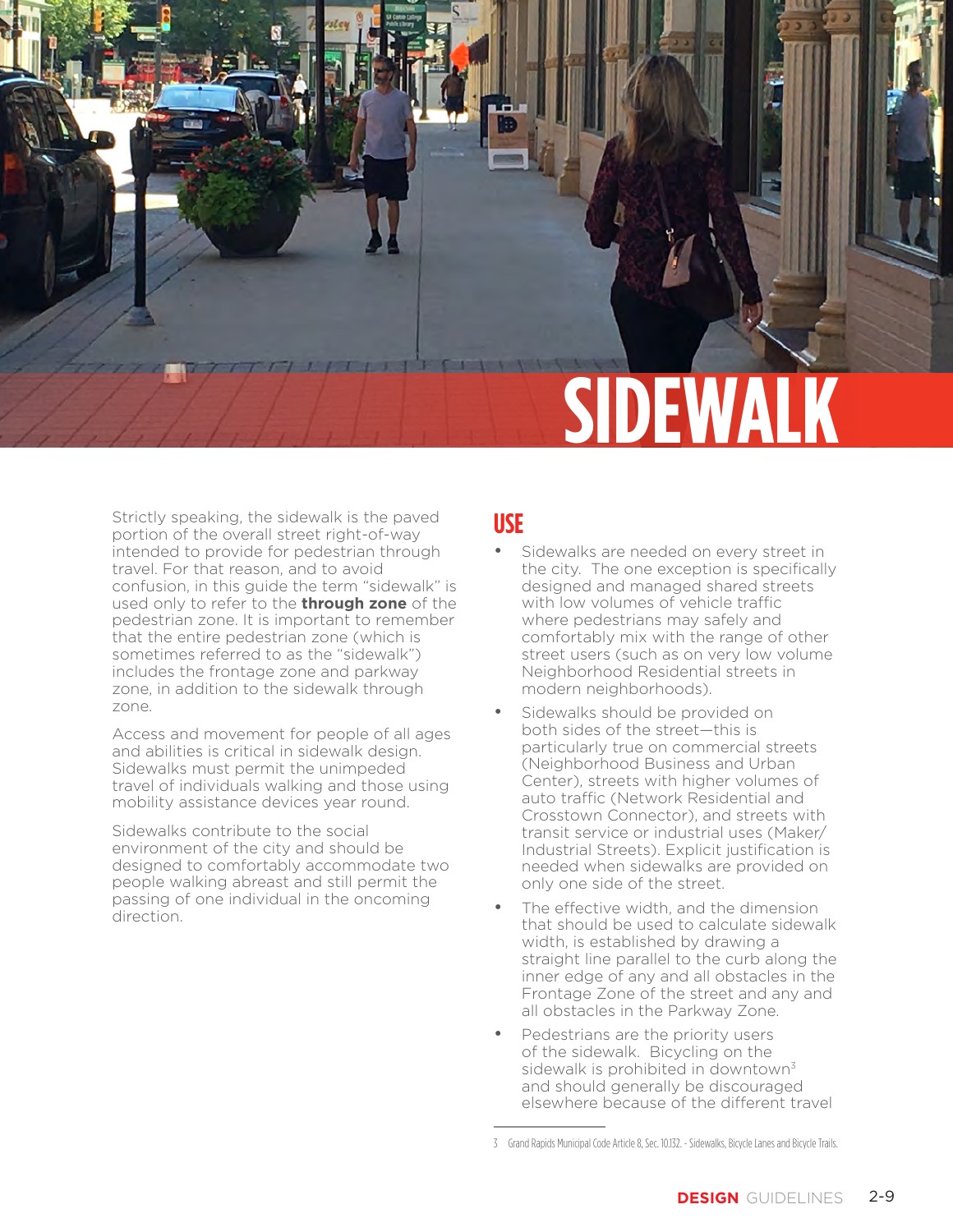# SIDEWALK

Strictly speaking, the sidewalk is the paved portion of the overall street right-of-way intended to provide for pedestrian through travel. For that reason, and to avoid confusion, in this guide the term "sidewalk" is used only to refer to the **through zone** of the pedestrian zone. It is important to remember that the entire pedestrian zone (which is sometimes referred to as the "sidewalk") includes the frontage zone and parkway zone, in addition to the sidewalk through zone.

Access and movement for people of all ages and abilities is critical in sidewalk design. Sidewalks must permit the unimpeded travel of individuals walking and those using mobility assistance devices year round.

Sidewalks contribute to the social environment of the city and should be designed to comfortably accommodate two people walking abreast and still permit the passing of one individual in the oncoming direction.

## USE

- Sidewalks are needed on every street in the city. The one exception is specifically designed and managed shared streets with low volumes of vehicle traffic where pedestrians may safely and comfortably mix with the range of other street users (such as on very low volume Neighborhood Residential streets in modern neighborhoods).
- Sidewalks should be provided on both sides of the street—this is particularly true on commercial streets (Neighborhood Business and Urban Center), streets with higher volumes of auto traffic (Network Residential and Crosstown Connector), and streets with transit service or industrial uses (Maker/ Industrial Streets). Explicit justification is needed when sidewalks are provided on only one side of the street.
- The effective width, and the dimension that should be used to calculate sidewalk width, is established by drawing a straight line parallel to the curb along the inner edge of any and all obstacles in the Frontage Zone of the street and any and all obstacles in the Parkway Zone.
- Pedestrians are the priority users of the sidewalk. Bicycling on the sidewalk is prohibited in downtown[3] and should generally be discouraged elsewhere because of the different travel

3 Grand Rapids Municipal Code Article 8, Sec. 10.132. - Sidewalks, Bicycle Lanes and Bicycle Trails.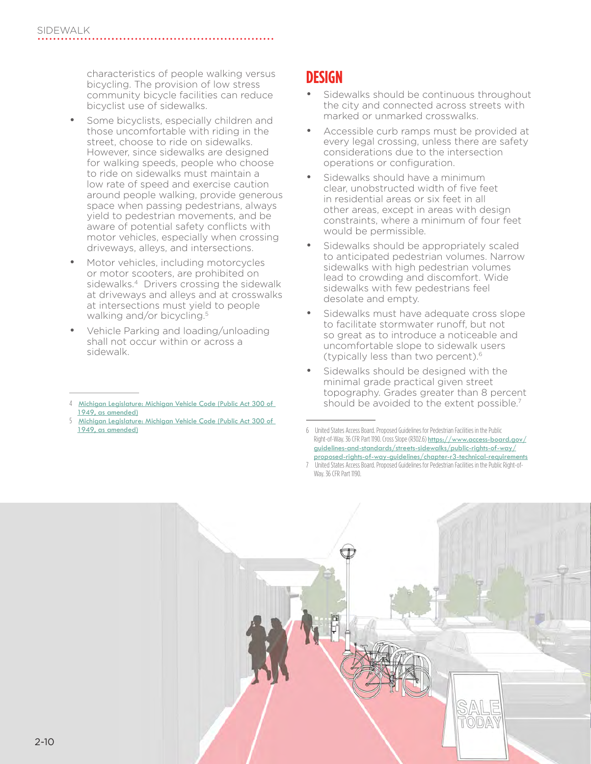characteristics of people walking versus bicycling. The provision of low stress community bicycle facilities can reduce bicyclist use of sidewalks.

- Some bicyclists, especially children and those uncomfortable with riding in the street, choose to ride on sidewalks. However, since sidewalks are designed for walking speeds, people who choose to ride on sidewalks must maintain a low rate of speed and exercise caution around people walking, provide generous space when passing pedestrians, always yield to pedestrian movements, and be aware of potential safety conflicts with motor vehicles, especially when crossing driveways, alleys, and intersections.
- Motor vehicles, including motorcycles or motor scooters, are prohibited on sidewalks.[4] Drivers crossing the sidewalk at driveways and alleys and at crosswalks at intersections must yield to people walking and/or bicycling.[5]
- Vehicle Parking and loading/unloading shall not occur within or across a sidewalk.

## DESIGN

- Sidewalks should be continuous throughout the city and connected across streets with marked or unmarked crosswalks.
- Accessible curb ramps must be provided at every legal crossing, unless there are safety considerations due to the intersection operations or configuration.
- Sidewalks should have a minimum clear, unobstructed width of five feet in residential areas or six feet in all other areas, except in areas with design constraints, where a minimum of four feet would be permissible.
- Sidewalks should be appropriately scaled to anticipated pedestrian volumes. Narrow sidewalks with high pedestrian volumes lead to crowding and discomfort. Wide sidewalks with few pedestrians feel desolate and empty.
- Sidewalks must have adequate cross slope to facilitate stormwater runoff, but not so great as to introduce a noticeable and uncomfortable slope to sidewalk users (typically less than two percent).[6]
- Sidewalks should be designed with the minimal grade practical given street topography. Grades greater than 8 percent should be avoided to the extent possible.[7]

---

4 Michigan Legislature: Michigan Vehicle Code (Public Act 300 of 1949, as amended)

5 Michigan Legislature: Michigan Vehicle Code (Public Act 300 of 1949, as amended)

6 United States Access Board. Proposed Guidelines for Pedestrian Facilities in the Public Right-of-Way. 36 CFR Part 1190. Cross Slope (R302.6) https://www.access-board.gov/guidelines-and-standards/streets-sidewalks/public-rights-of-way/proposed-rights-of-way-guidelines/chapter-r3-technical-requirements

7 United States Access Board. Proposed Guidelines for Pedestrian Facilities in the Public Right-of-Way. 36 CFR Part 1190.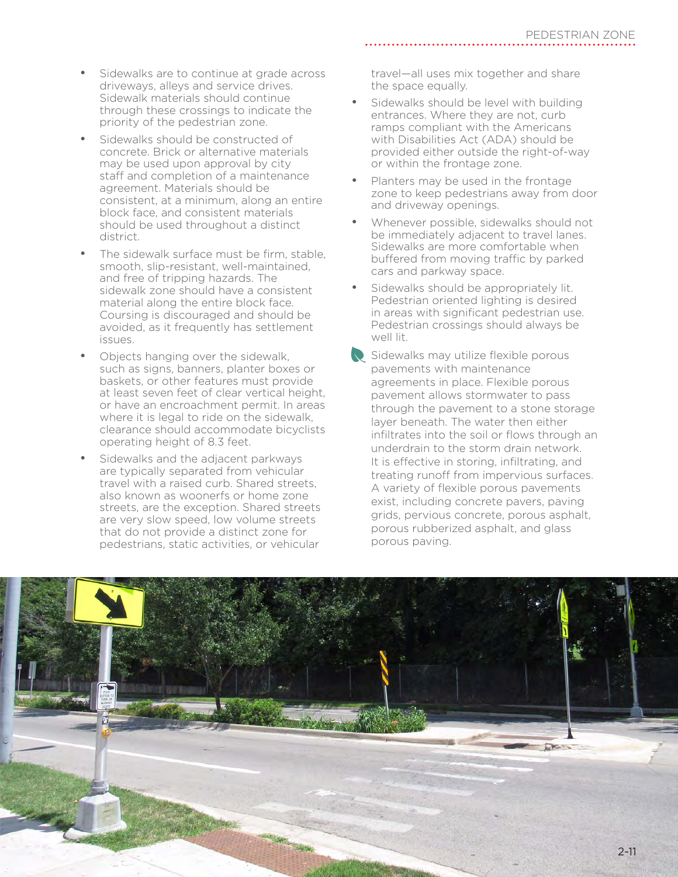- Sidewalks are to continue at grade across driveways, alleys and service drives. Sidewalk materials should continue through these crossings to indicate the priority of the pedestrian zone.
- Sidewalks should be constructed of concrete. Brick or alternative materials may be used upon approval by city staff and completion of a maintenance agreement. Materials should be consistent, at a minimum, along an entire block face, and consistent materials should be used throughout a distinct district.
- The sidewalk surface must be firm, stable, smooth, slip-resistant, well-maintained, and free of tripping hazards. The sidewalk zone should have a consistent material along the entire block face. Coursing is discouraged and should be avoided, as it frequently has settlement issues.
- Objects hanging over the sidewalk, such as signs, banners, planter boxes or baskets, or other features must provide at least seven feet of clear vertical height, or have an encroachment permit. In areas where it is legal to ride on the sidewalk, clearance should accommodate bicyclists operating height of 8.3 feet.
- Sidewalks and the adjacent parkways are typically separated from vehicular travel with a raised curb. Shared streets, also known as woonerfs or home zone streets, are the exception. Shared streets are very slow speed, low volume streets that do not provide a distinct zone for pedestrians, static activities, or vehicular travel—all uses mix together and share the space equally.
- Sidewalks should be level with building entrances. Where they are not, curb ramps compliant with the Americans with Disabilities Act (ADA) should be provided either outside the right-of-way or within the frontage zone.
- Planters may be used in the frontage zone to keep pedestrians away from door and driveway openings.
- Whenever possible, sidewalks should not be immediately adjacent to travel lanes. Sidewalks are more comfortable when buffered from moving traffic by parked cars and parkway space.
- Sidewalks should be appropriately lit. Pedestrian oriented lighting is desired in areas with significant pedestrian use. Pedestrian crossings should always be well lit.
- Sidewalks may utilize flexible porous pavements with maintenance agreements in place. Flexible porous pavement allows stormwater to pass through the pavement to a stone storage layer beneath. The water then either infiltrates into the soil or flows through an underdrain to the storm drain network. It is effective in storing, infiltrating, and treating runoff from impervious surfaces. A variety of flexible porous pavements exist, including concrete pavers, paving grids, pervious concrete, porous asphalt, porous rubberized asphalt, and glass porous paving.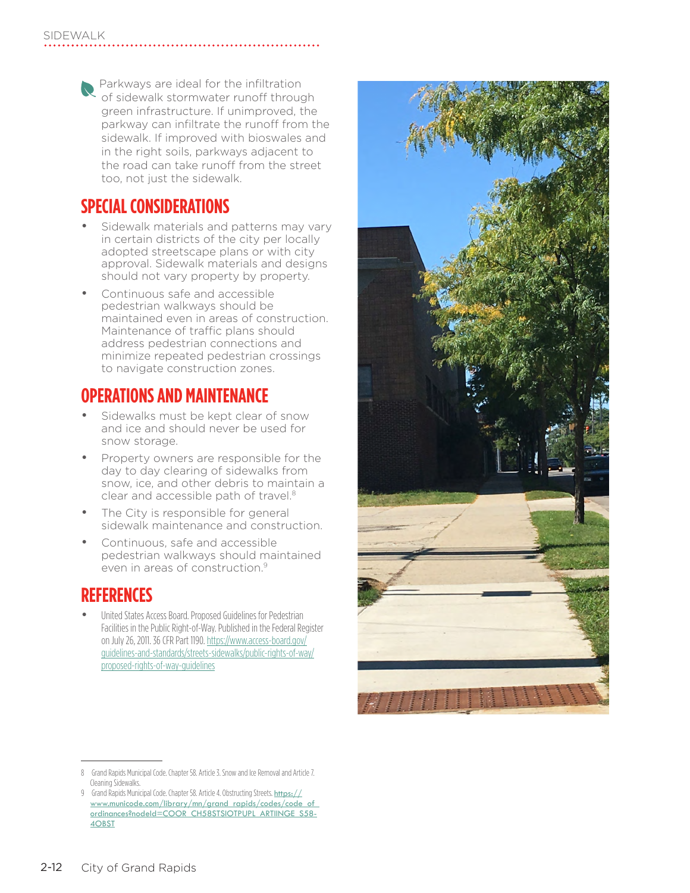Parkways are ideal for the infiltration of sidewalk stormwater runoff through green infrastructure. If unimproved, the parkway can infiltrate the runoff from the sidewalk. If improved with bioswales and in the right soils, parkways adjacent to the road can take runoff from the street too, not just the sidewalk.

## SPECIAL CONSIDERATIONS

- Sidewalk materials and patterns may vary in certain districts of the city per locally adopted streetscape plans or with city approval. Sidewalk materials and designs should not vary property by property.
- Continuous safe and accessible pedestrian walkways should be maintained even in areas of construction. Maintenance of traffic plans should address pedestrian connections and minimize repeated pedestrian crossings to navigate construction zones.

## OPERATIONS AND MAINTENANCE

- Sidewalks must be kept clear of snow and ice and should never be used for snow storage.
- Property owners are responsible for the day to day clearing of sidewalks from snow, ice, and other debris to maintain a clear and accessible path of travel.[8]
- The City is responsible for general sidewalk maintenance and construction.
- Continuous, safe and accessible pedestrian walkways should maintained even in areas of construction.[9]

## REFERENCES

- United States Access Board. Proposed Guidelines for Pedestrian Facilities in the Public Right-of-Way. Published in the Federal Register on July 26, 2011. 36 CFR Part 1190. https://www.access-board.gov/guidelines-and-standards/streets-sidewalks/public-rights-of-way/proposed-rights-of-way-guidelines

---

8 Grand Rapids Municipal Code. Chapter 58. Article 3. Snow and Ice Removal and Article 7. Cleaning Sidewalks.

9 Grand Rapids Municipal Code. Chapter 58. Article 4. Obstructing Streets. https://www.municode.com/library/mn/grand_rapids/codes/code_of_ordinances?nodeId=COOR_CH58STSIOTPUPL_ARTIINGE_S58-4OBST